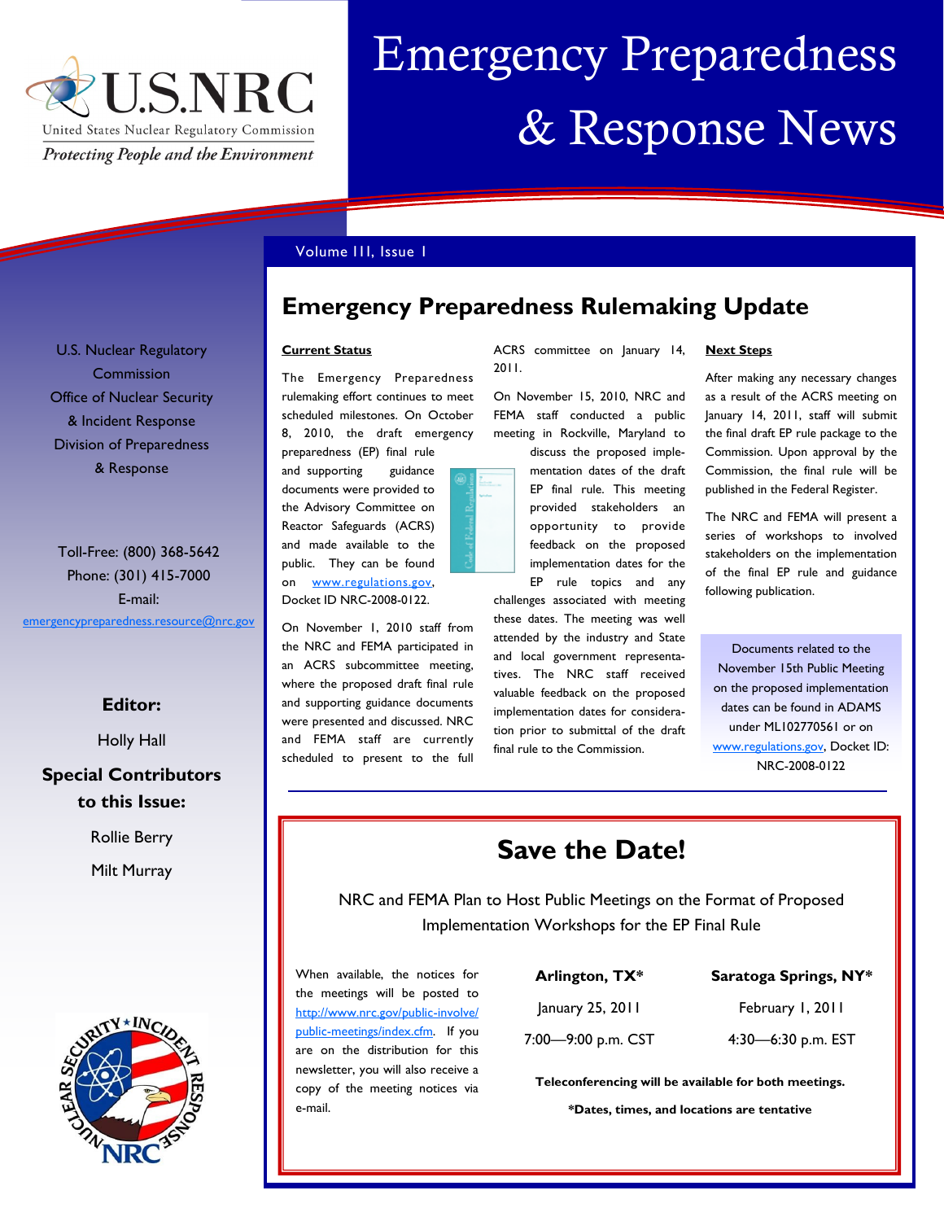# Emergency Preparedness & Response News

U.S.NRC
United States Nuclear Regulatory Commission
*Protecting People and the Environment*

Volume III, Issue 1

U.S. Nuclear Regulatory Commission
Office of Nuclear Security & Incident Response
Division of Preparedness & Response

Toll-Free: (800) 368-5642
Phone: (301) 415-7000
E-mail:
emergencypreparedness.resource@nrc.gov

**Editor:**

Holly Hall

**Special Contributors to this Issue:**

Rollie Berry

Milt Murray

## Emergency Preparedness Rulemaking Update

**Current Status**

The Emergency Preparedness rulemaking effort continues to meet scheduled milestones. On October 8, 2010, the draft emergency preparedness (EP) final rule and supporting guidance documents were provided to the Advisory Committee on Reactor Safeguards (ACRS) and made available to the public. They can be found on www.regulations.gov, Docket ID NRC-2008-0122.

On November 1, 2010 staff from the NRC and FEMA participated in an ACRS subcommittee meeting, where the proposed draft final rule and supporting guidance documents were presented and discussed. NRC and FEMA staff are currently scheduled to present to the full ACRS committee on January 14, 2011.

On November 15, 2010, NRC and FEMA staff conducted a public meeting in Rockville, Maryland to discuss the proposed implementation dates of the draft EP final rule. This meeting provided stakeholders an opportunity to provide feedback on the proposed implementation dates for the EP rule topics and any challenges associated with meeting these dates. The meeting was well attended by the industry and State and local government representatives. The NRC staff received valuable feedback on the proposed implementation dates for consideration prior to submittal of the draft final rule to the Commission.

**Next Steps**

After making any necessary changes as a result of the ACRS meeting on January 14, 2011, staff will submit the final draft EP rule package to the Commission. Upon approval by the Commission, the final rule will be published in the Federal Register.

The NRC and FEMA will present a series of workshops to involved stakeholders on the implementation of the final EP rule and guidance following publication.

Documents related to the November 15th Public Meeting on the proposed implementation dates can be found in ADAMS under ML102770561 or on www.regulations.gov, Docket ID: NRC-2008-0122

## Save the Date!

NRC and FEMA Plan to Host Public Meetings on the Format of Proposed Implementation Workshops for the EP Final Rule

When available, the notices for the meetings will be posted to http://www.nrc.gov/public-involve/public-meetings/index.cfm. If you are on the distribution for this newsletter, you will also receive a copy of the meeting notices via e-mail.

| **Arlington, TX*** | **Saratoga Springs, NY*** |
|---|---|
| January 25, 2011 | February 1, 2011 |
| 7:00—9:00 p.m. CST | 4:30—6:30 p.m. EST |

**Teleconferencing will be available for both meetings.**

***Dates, times, and locations are tentative**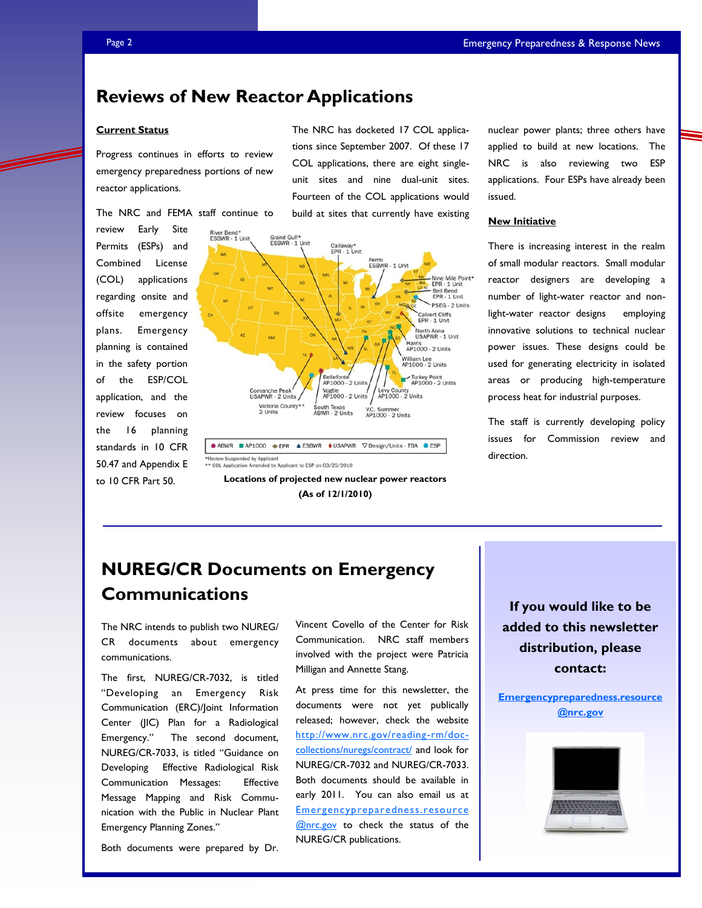# Reviews of New Reactor Applications

**Current Status**

Progress continues in efforts to review emergency preparedness portions of new reactor applications.

The NRC and FEMA staff continue to review Early Site Permits (ESPs) and Combined License (COL) applications regarding onsite and offsite emergency plans. Emergency planning is contained in the safety portion of the ESP/COL application, and the review focuses on the 16 planning standards in 10 CFR 50.47 and Appendix E to 10 CFR Part 50.

The NRC has docketed 17 COL applications since September 2007. Of these 17 COL applications, there are eight single-unit sites and nine dual-unit sites. Fourteen of the COL applications would build at sites that currently have existing nuclear power plants; three others have applied to build at new locations. The NRC is also reviewing two ESP applications. Four ESPs have already been issued.

River Bend* ESBWR - 1 Unit
Grand Gulf* ESBWR - 1 Unit
Callaway* EPR - 1 Unit
Fermi ESBWR - 1 Unit
Nine Mile Point* EPR - 1 Unit
Bell Bend EPR - 1 Unit
PSEG - 2 Units
Calvert Cliffs EPR - 1 Unit
North Anna USAPWR - 1 Unit
Harris AP1000 - 2 Units
William Lee AP1000 - 2 Units
Turkey Point AP1000 - 2 Units
Levy County AP1000 - 2 Units
V.C. Summer AP1000 - 2 Units
Bellefonte AP1000 - 2 Units
Vogtle AP1000 - 2 Units
South Texas ABWR - 2 Units
Comanche Peak USAPWR - 2 Units
Victoria County** 2 Units

ABWR | AP1000 | EPR | ESBWR | USAPWR | Design/Units - TBA | ESP

*Review Suspended by Applicant
** COL Application Amended by Applicant to ESP on 03/25/2010

**Locations of projected new nuclear power reactors (As of 12/1/2010)**

**New Initiative**

There is increasing interest in the realm of small modular reactors. Small modular reactor designers are developing a number of light-water reactor and non-light-water reactor designs employing innovative solutions to technical nuclear power issues. These designs could be used for generating electricity in isolated areas or producing high-temperature process heat for industrial purposes.

The staff is currently developing policy issues for Commission review and direction.

# NUREG/CR Documents on Emergency Communications

The NRC intends to publish two NUREG/CR documents about emergency communications.

The first, NUREG/CR-7032, is titled "Developing an Emergency Risk Communication (ERC)/Joint Information Center (JIC) Plan for a Radiological Emergency." The second document, NUREG/CR-7033, is titled "Guidance on Developing Effective Radiological Risk Communication Messages: Effective Message Mapping and Risk Communication with the Public in Nuclear Plant Emergency Planning Zones."

Both documents were prepared by Dr. Vincent Covello of the Center for Risk Communication. NRC staff members involved with the project were Patricia Milligan and Annette Stang.

At press time for this newsletter, the documents were not yet publically released; however, check the website http://www.nrc.gov/reading-rm/doc-collections/nuregs/contract/ and look for NUREG/CR-7032 and NUREG/CR-7033. Both documents should be available in early 2011. You can also email us at Emergencypreparedness.resource@nrc.gov to check the status of the NUREG/CR publications.

**If you would like to be added to this newsletter distribution, please contact:**

**Emergencypreparedness.resource@nrc.gov**